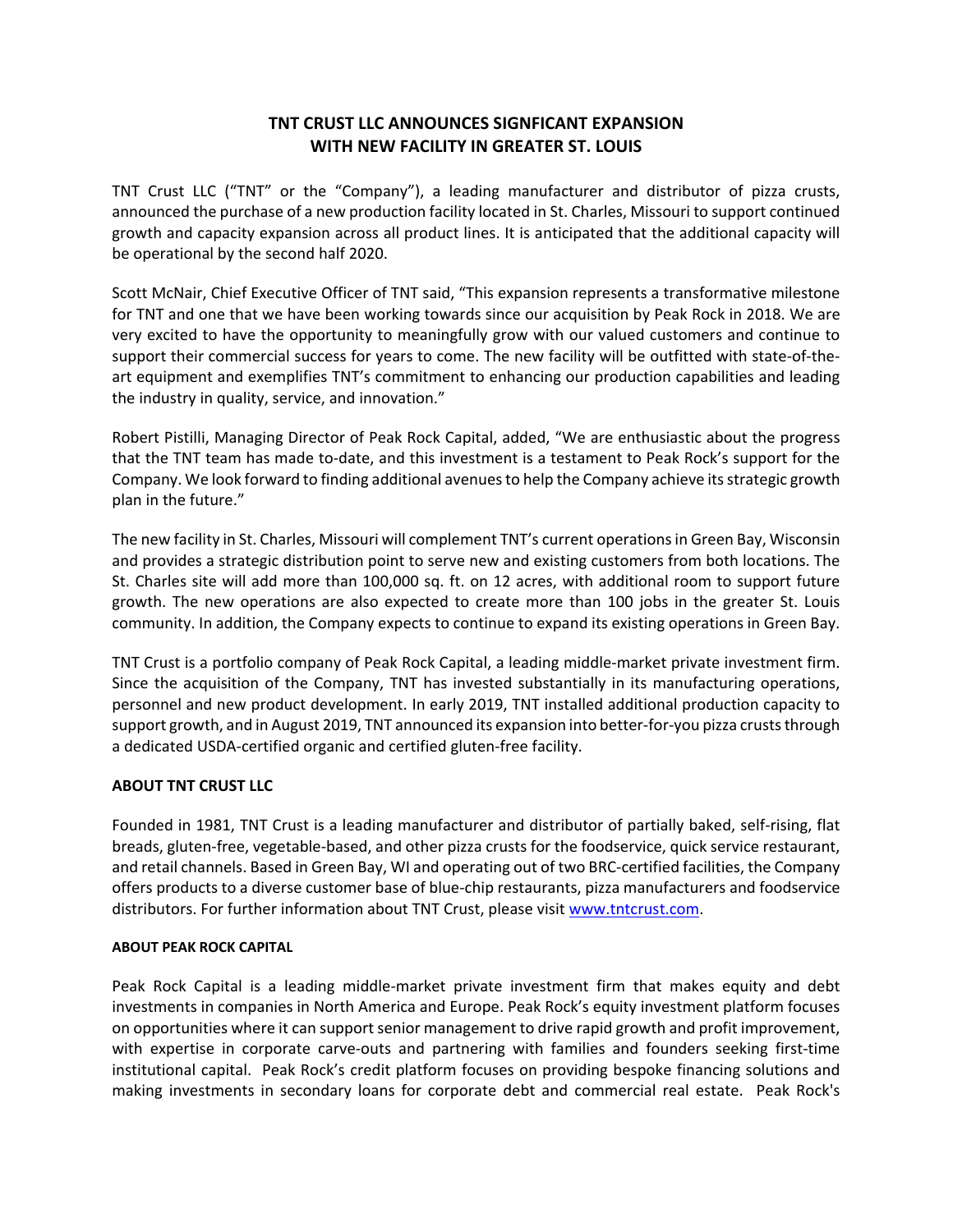# TNT CRUST LLC ANNOUNCES SIGNFICANT EXPANSION WITH NEW FACILITY IN GREATER ST. LOUIS

TNT Crust LLC ("TNT" or the "Company"), a leading manufacturer and distributor of pizza crusts, announced the purchase of a new production facility located in St. Charles, Missouri to support continued growth and capacity expansion across all product lines. It is anticipated that the additional capacity will be operational by the second half 2020.

Scott McNair, Chief Executive Officer of TNT said, "This expansion represents a transformative milestone for TNT and one that we have been working towards since our acquisition by Peak Rock in 2018. We are very excited to have the opportunity to meaningfully grow with our valued customers and continue to support their commercial success for years to come. The new facility will be outfitted with state-of-the-art equipment and exemplifies TNT's commitment to enhancing our production capabilities and leading the industry in quality, service, and innovation."

Robert Pistilli, Managing Director of Peak Rock Capital, added, "We are enthusiastic about the progress that the TNT team has made to-date, and this investment is a testament to Peak Rock's support for the Company. We look forward to finding additional avenues to help the Company achieve its strategic growth plan in the future."

The new facility in St. Charles, Missouri will complement TNT's current operations in Green Bay, Wisconsin and provides a strategic distribution point to serve new and existing customers from both locations. The St. Charles site will add more than 100,000 sq. ft. on 12 acres, with additional room to support future growth. The new operations are also expected to create more than 100 jobs in the greater St. Louis community. In addition, the Company expects to continue to expand its existing operations in Green Bay.

TNT Crust is a portfolio company of Peak Rock Capital, a leading middle-market private investment firm. Since the acquisition of the Company, TNT has invested substantially in its manufacturing operations, personnel and new product development. In early 2019, TNT installed additional production capacity to support growth, and in August 2019, TNT announced its expansion into better-for-you pizza crusts through a dedicated USDA-certified organic and certified gluten-free facility.

## ABOUT TNT CRUST LLC

Founded in 1981, TNT Crust is a leading manufacturer and distributor of partially baked, self-rising, flat breads, gluten-free, vegetable-based, and other pizza crusts for the foodservice, quick service restaurant, and retail channels. Based in Green Bay, WI and operating out of two BRC-certified facilities, the Company offers products to a diverse customer base of blue-chip restaurants, pizza manufacturers and foodservice distributors. For further information about TNT Crust, please visit www.tntcrust.com.

### ABOUT PEAK ROCK CAPITAL

Peak Rock Capital is a leading middle-market private investment firm that makes equity and debt investments in companies in North America and Europe. Peak Rock's equity investment platform focuses on opportunities where it can support senior management to drive rapid growth and profit improvement, with expertise in corporate carve-outs and partnering with families and founders seeking first-time institutional capital. Peak Rock's credit platform focuses on providing bespoke financing solutions and making investments in secondary loans for corporate debt and commercial real estate. Peak Rock's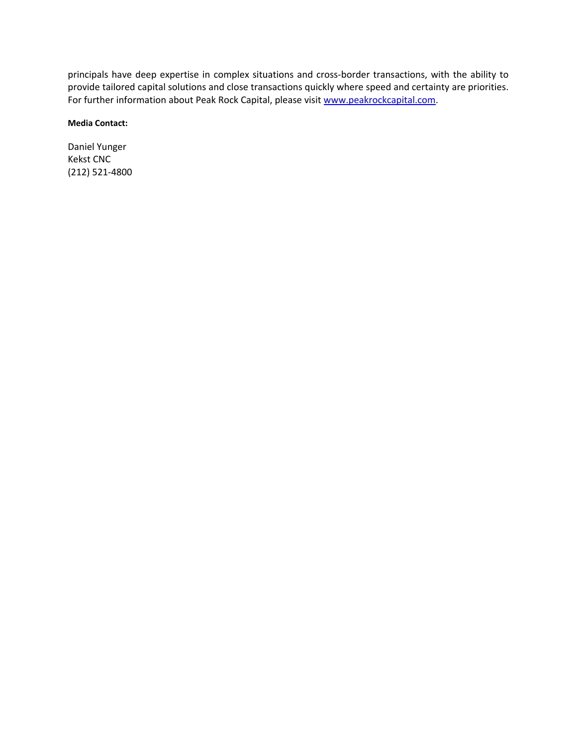principals have deep expertise in complex situations and cross-border transactions, with the ability to provide tailored capital solutions and close transactions quickly where speed and certainty are priorities. For further information about Peak Rock Capital, please visit [www.peakrockcapital.com](http://www.peakrockcapital.com).

**Media Contact:**

Daniel Yunger
Kekst CNC
(212) 521-4800